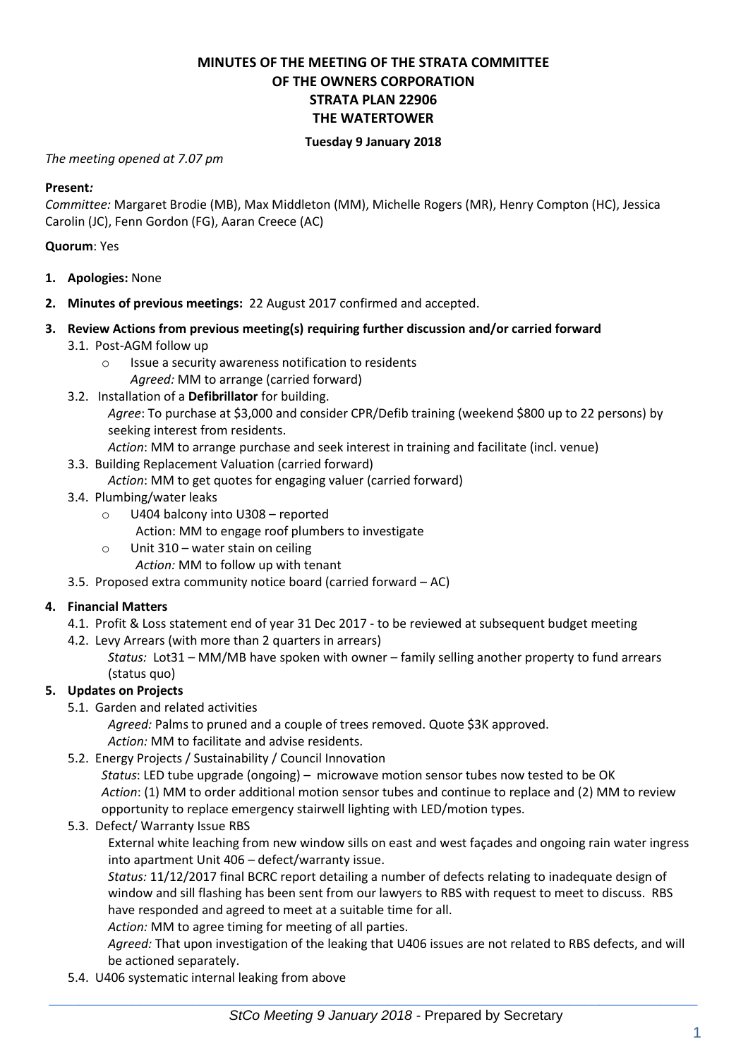# MINUTES OF THE MEETING OF THE STRATA COMMITTEE OF THE OWNERS CORPORATION STRATA PLAN 22906 THE WATERTOWER

**Tuesday 9 January 2018**

*The meeting opened at 7.07 pm*

**Present*:***
*Committee:* Margaret Brodie (MB), Max Middleton (MM), Michelle Rogers (MR), Henry Compton (HC), Jessica Carolin (JC), Fenn Gordon (FG), Aaran Creece (AC)

**Quorum**: Yes

1. **Apologies:** None
2. **Minutes of previous meetings:** 22 August 2017 confirmed and accepted.
3. **Review Actions from previous meeting(s) requiring further discussion and/or carried forward**
   - 3.1. Post-AGM follow up
     - Issue a security awareness notification to residents
       *Agreed:* MM to arrange (carried forward)
   - 3.2. Installation of a **Defibrillator** for building.
     *Agree*: To purchase at $3,000 and consider CPR/Defib training (weekend $800 up to 22 persons) by seeking interest from residents.
     *Action*: MM to arrange purchase and seek interest in training and facilitate (incl. venue)
   - 3.3. Building Replacement Valuation (carried forward)
     *Action*: MM to get quotes for engaging valuer (carried forward)
   - 3.4. Plumbing/water leaks
     - U404 balcony into U308 – reported
       Action: MM to engage roof plumbers to investigate
     - Unit 310 – water stain on ceiling
       *Action:* MM to follow up with tenant
   - 3.5. Proposed extra community notice board (carried forward – AC)
4. **Financial Matters**
   - 4.1. Profit & Loss statement end of year 31 Dec 2017 - to be reviewed at subsequent budget meeting
   - 4.2. Levy Arrears (with more than 2 quarters in arrears)
     *Status:* Lot31 – MM/MB have spoken with owner – family selling another property to fund arrears (status quo)
5. **Updates on Projects**
   - 5.1. Garden and related activities
     *Agreed:* Palms to pruned and a couple of trees removed. Quote $3K approved.
     *Action:* MM to facilitate and advise residents.
   - 5.2. Energy Projects / Sustainability / Council Innovation
     *Status*: LED tube upgrade (ongoing) – microwave motion sensor tubes now tested to be OK
     *Action*: (1) MM to order additional motion sensor tubes and continue to replace and (2) MM to review opportunity to replace emergency stairwell lighting with LED/motion types.
   - 5.3. Defect/ Warranty Issue RBS
     External white leaching from new window sills on east and west façades and ongoing rain water ingress into apartment Unit 406 – defect/warranty issue.
     *Status:* 11/12/2017 final BCRC report detailing a number of defects relating to inadequate design of window and sill flashing has been sent from our lawyers to RBS with request to meet to discuss. RBS have responded and agreed to meet at a suitable time for all.
     *Action:* MM to agree timing for meeting of all parties.
     *Agreed:* That upon investigation of the leaking that U406 issues are not related to RBS defects, and will be actioned separately.
   - 5.4. U406 systematic internal leaking from above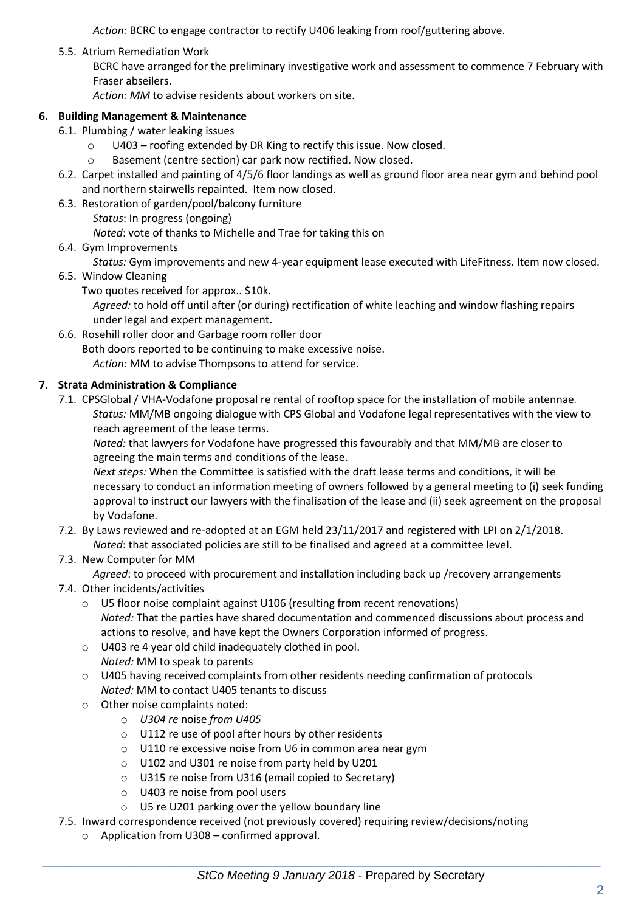*Action:* BCRC to engage contractor to rectify U406 leaking from roof/guttering above.

5.5. Atrium Remediation Work

BCRC have arranged for the preliminary investigative work and assessment to commence 7 February with Fraser abseilers.

*Action: MM* to advise residents about workers on site.

**6. Building Management & Maintenance**

6.1. Plumbing / water leaking issues

- U403 – roofing extended by DR King to rectify this issue. Now closed.
- Basement (centre section) car park now rectified. Now closed.

6.2. Carpet installed and painting of 4/5/6 floor landings as well as ground floor area near gym and behind pool and northern stairwells repainted. Item now closed.

6.3. Restoration of garden/pool/balcony furniture

*Status*: In progress (ongoing)

*Noted*: vote of thanks to Michelle and Trae for taking this on

6.4. Gym Improvements

*Status:* Gym improvements and new 4-year equipment lease executed with LifeFitness. Item now closed.

6.5. Window Cleaning

Two quotes received for approx.. $10k.

*Agreed:* to hold off until after (or during) rectification of white leaching and window flashing repairs under legal and expert management.

6.6. Rosehill roller door and Garbage room roller door

Both doors reported to be continuing to make excessive noise.

*Action:* MM to advise Thompsons to attend for service.

**7. Strata Administration & Compliance**

7.1. CPSGlobal / VHA-Vodafone proposal re rental of rooftop space for the installation of mobile antennae.

*Status:* MM/MB ongoing dialogue with CPS Global and Vodafone legal representatives with the view to reach agreement of the lease terms.

*Noted:* that lawyers for Vodafone have progressed this favourably and that MM/MB are closer to agreeing the main terms and conditions of the lease.

*Next steps:* When the Committee is satisfied with the draft lease terms and conditions, it will be necessary to conduct an information meeting of owners followed by a general meeting to (i) seek funding approval to instruct our lawyers with the finalisation of the lease and (ii) seek agreement on the proposal by Vodafone.

7.2. By Laws reviewed and re-adopted at an EGM held 23/11/2017 and registered with LPI on 2/1/2018.

*Noted*: that associated policies are still to be finalised and agreed at a committee level.

7.3. New Computer for MM

*Agreed*: to proceed with procurement and installation including back up /recovery arrangements

7.4. Other incidents/activities

- U5 floor noise complaint against U106 (resulting from recent renovations)
  *Noted:* That the parties have shared documentation and commenced discussions about process and actions to resolve, and have kept the Owners Corporation informed of progress.
- U403 re 4 year old child inadequately clothed in pool.
  *Noted:* MM to speak to parents
- U405 having received complaints from other residents needing confirmation of protocols
  *Noted:* MM to contact U405 tenants to discuss
- Other noise complaints noted:
  - *U304 re* noise *from U405*
  - U112 re use of pool after hours by other residents
  - U110 re excessive noise from U6 in common area near gym
  - U102 and U301 re noise from party held by U201
  - U315 re noise from U316 (email copied to Secretary)
  - U403 re noise from pool users
  - U5 re U201 parking over the yellow boundary line

7.5. Inward correspondence received (not previously covered) requiring review/decisions/noting

- Application from U308 – confirmed approval.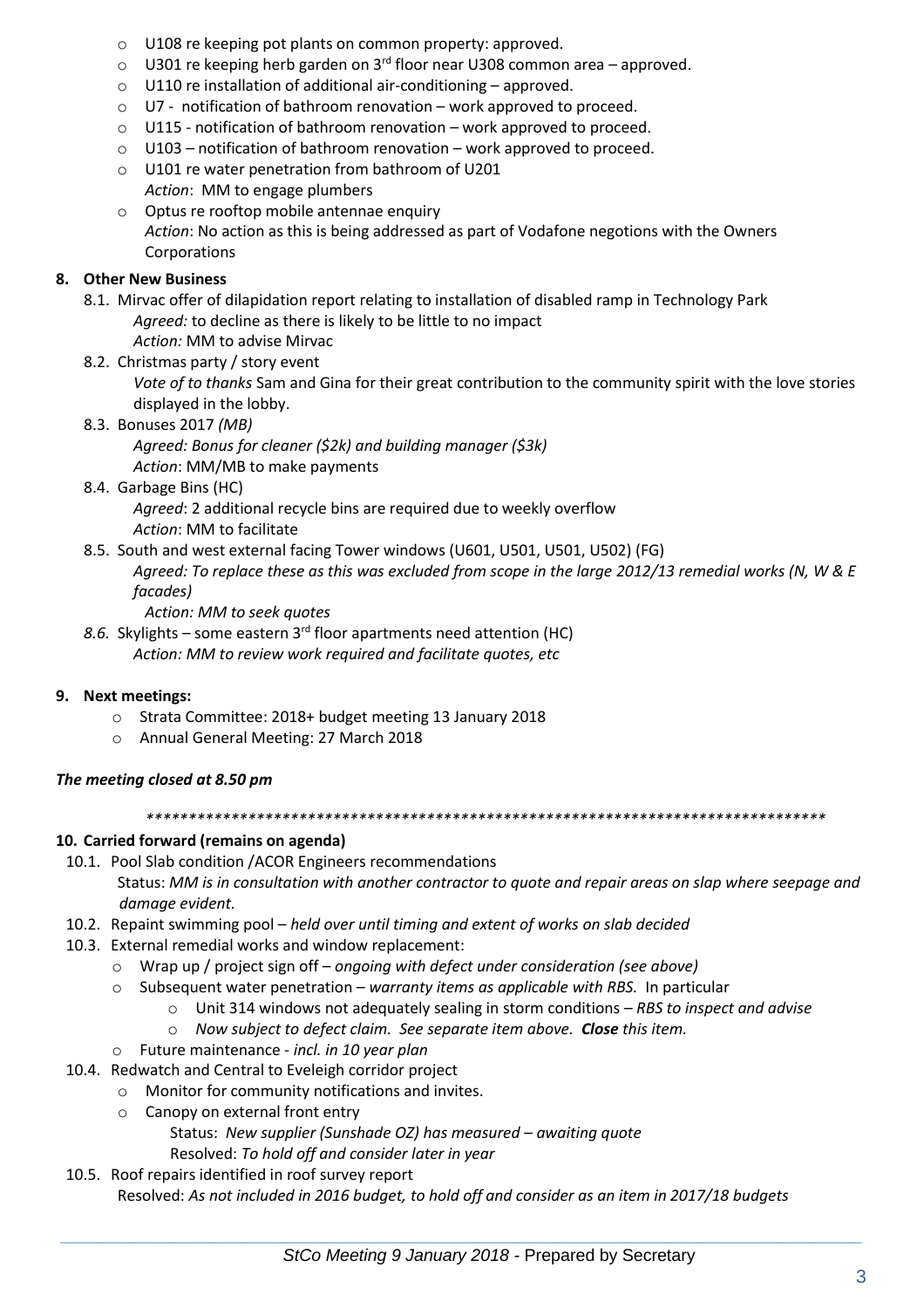- U108 re keeping pot plants on common property: approved.
- U301 re keeping herb garden on 3rd floor near U308 common area – approved.
- U110 re installation of additional air-conditioning – approved.
- U7 - notification of bathroom renovation – work approved to proceed.
- U115 - notification of bathroom renovation – work approved to proceed.
- U103 – notification of bathroom renovation – work approved to proceed.
- U101 re water penetration from bathroom of U201  
  *Action*: MM to engage plumbers
- Optus re rooftop mobile antennae enquiry  
  *Action*: No action as this is being addressed as part of Vodafone negotions with the Owners Corporations

**8. Other New Business**

8.1. Mirvac offer of dilapidation report relating to installation of disabled ramp in Technology Park  
*Agreed:* to decline as there is likely to be little to no impact  
*Action:* MM to advise Mirvac

8.2. Christmas party / story event  
*Vote of to thanks* Sam and Gina for their great contribution to the community spirit with the love stories displayed in the lobby.

8.3. Bonuses 2017 *(MB)*  
*Agreed: Bonus for cleaner ($2k) and building manager ($3k)*  
*Action*: MM/MB to make payments

8.4. Garbage Bins (HC)  
*Agreed*: 2 additional recycle bins are required due to weekly overflow  
*Action*: MM to facilitate

8.5. South and west external facing Tower windows (U601, U501, U501, U502) (FG)  
*Agreed: To replace these as this was excluded from scope in the large 2012/13 remedial works (N, W & E facades)*  
*Action: MM to seek quotes*

*8.6.* Skylights – some eastern 3rd floor apartments need attention (HC)  
*Action: MM to review work required and facilitate quotes, etc*

**9. Next meetings:**

- Strata Committee: 2018+ budget meeting 13 January 2018
- Annual General Meeting: 27 March 2018

***The meeting closed at 8.50 pm***

*******************************************************************************

**10. Carried forward (remains on agenda)**

10.1. Pool Slab condition /ACOR Engineers recommendations  
Status: *MM is in consultation with another contractor to quote and repair areas on slap where seepage and damage evident.*

10.2. Repaint swimming pool – *held over until timing and extent of works on slab decided*

10.3. External remedial works and window replacement:

- Wrap up / project sign off – *ongoing with defect under consideration (see above)*
- Subsequent water penetration – *warranty items as applicable with RBS.* In particular
  - Unit 314 windows not adequately sealing in storm conditions – *RBS to inspect and advise*
  - *Now subject to defect claim. See separate item above.* ***Close*** *this item.*
- Future maintenance - *incl. in 10 year plan*

10.4. Redwatch and Central to Eveleigh corridor project

- Monitor for community notifications and invites.
- Canopy on external front entry  
  Status: *New supplier (Sunshade OZ) has measured – awaiting quote*  
  Resolved: *To hold off and consider later in year*

10.5. Roof repairs identified in roof survey report  
Resolved: *As not included in 2016 budget, to hold off and consider as an item in 2017/18 budgets*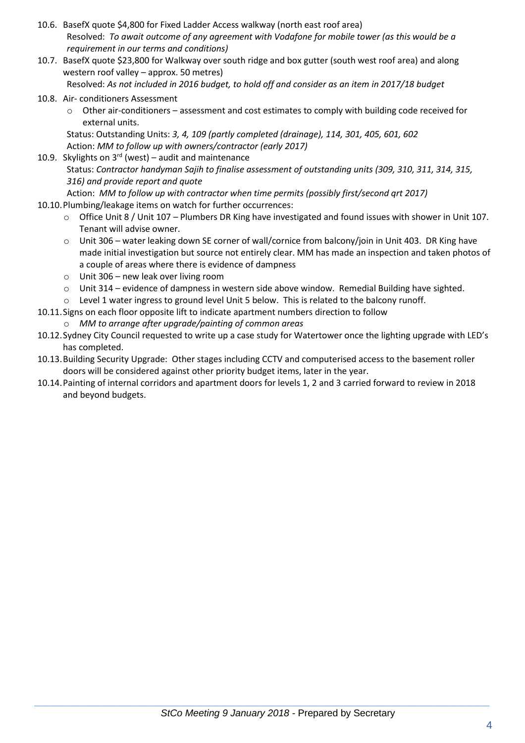10.6. BasefX quote $4,800 for Fixed Ladder Access walkway (north east roof area)
Resolved: *To await outcome of any agreement with Vodafone for mobile tower (as this would be a requirement in our terms and conditions)*

10.7. BasefX quote $23,800 for Walkway over south ridge and box gutter (south west roof area) and along western roof valley – approx. 50 metres)
Resolved: *As not included in 2016 budget, to hold off and consider as an item in 2017/18 budget*

10.8. Air- conditioners Assessment
- Other air-conditioners – assessment and cost estimates to comply with building code received for external units.

Status: Outstanding Units: *3, 4, 109 (partly completed (drainage), 114, 301, 405, 601, 602*
Action: *MM to follow up with owners/contractor (early 2017)*

10.9. Skylights on 3rd (west) – audit and maintenance
Status: *Contractor handyman Sajih to finalise assessment of outstanding units (309, 310, 311, 314, 315, 316) and provide report and quote*
Action: *MM to follow up with contractor when time permits (possibly first/second qrt 2017)*

10.10. Plumbing/leakage items on watch for further occurrences:
- Office Unit 8 / Unit 107 – Plumbers DR King have investigated and found issues with shower in Unit 107. Tenant will advise owner.
- Unit 306 – water leaking down SE corner of wall/cornice from balcony/join in Unit 403. DR King have made initial investigation but source not entirely clear. MM has made an inspection and taken photos of a couple of areas where there is evidence of dampness
- Unit 306 – new leak over living room
- Unit 314 – evidence of dampness in western side above window. Remedial Building have sighted.
- Level 1 water ingress to ground level Unit 5 below. This is related to the balcony runoff.

10.11. Signs on each floor opposite lift to indicate apartment numbers direction to follow
- *MM to arrange after upgrade/painting of common areas*

10.12. Sydney City Council requested to write up a case study for Watertower once the lighting upgrade with LED's has completed.

10.13. Building Security Upgrade: Other stages including CCTV and computerised access to the basement roller doors will be considered against other priority budget items, later in the year.

10.14. Painting of internal corridors and apartment doors for levels 1, 2 and 3 carried forward to review in 2018 and beyond budgets.